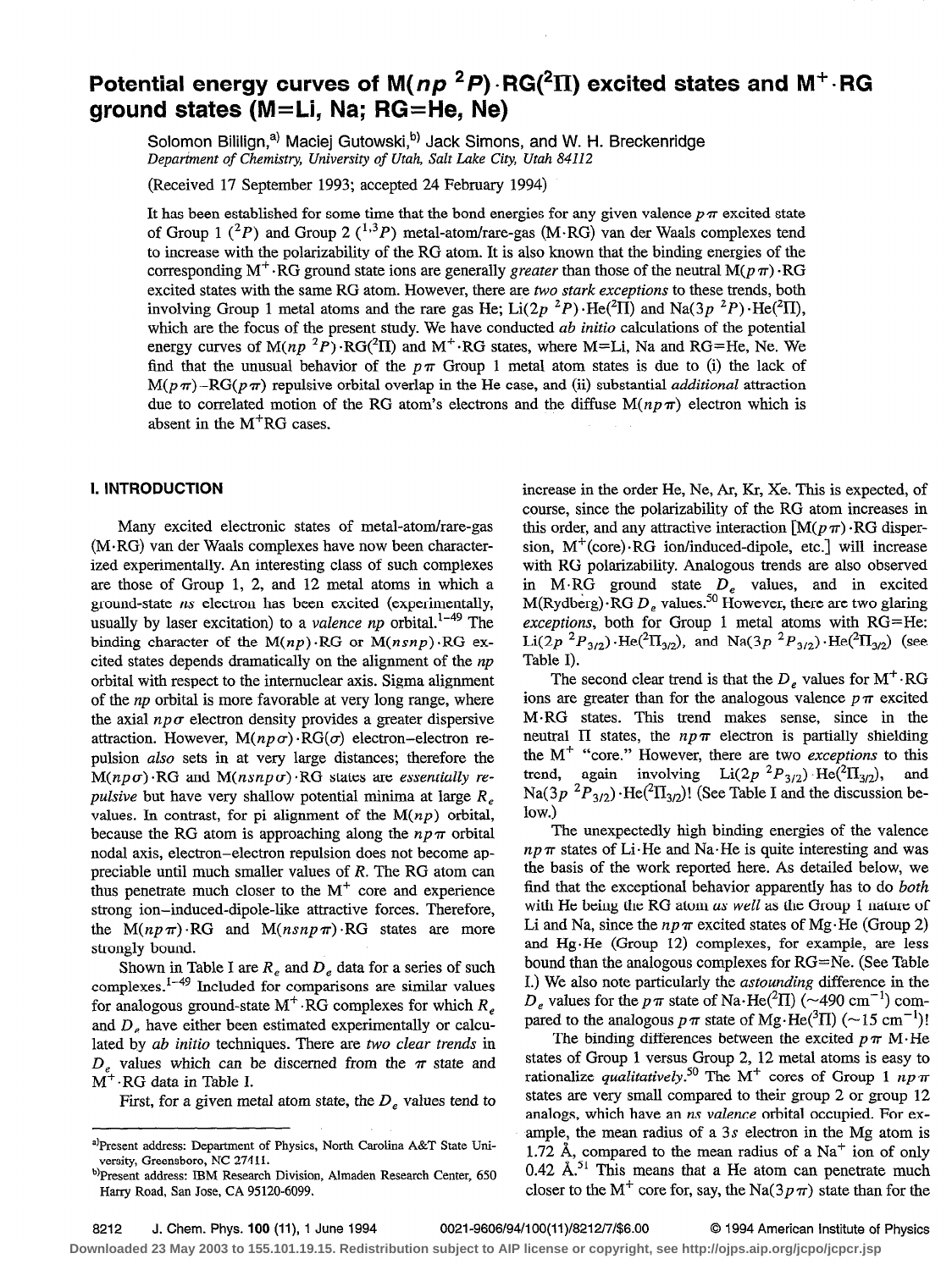# Potential energy curves of M($np\ ^2P$)·RG($^2\Pi$) excited states and $M^+$·RG ground states (M=Li, Na; RG=He, Ne)

Solomon Bililign,[a] Maciej Gutowski,[b] Jack Simons, and W. H. Breckenridge

*Department of Chemistry, University of Utah, Salt Lake City, Utah 84112*

(Received 17 September 1993; accepted 24 February 1994)

It has been established for some time that the bond energies for any given valence $p\pi$ excited state of Group 1 ($^2P$) and Group 2 ($^{1,3}P$) metal-atom/rare-gas (M·RG) van der Waals complexes tend to increase with the polarizability of the RG atom. It is also known that the binding energies of the corresponding $M^+$·RG ground state ions are generally *greater* than those of the neutral M($p\pi$)·RG excited states with the same RG atom. However, there are *two stark exceptions* to these trends, both involving Group 1 metal atoms and the rare gas He; Li($2p\ ^2P$)·He($^2\Pi$) and Na($3p\ ^2P$)·He($^2\Pi$), which are the focus of the present study. We have conducted *ab initio* calculations of the potential energy curves of M($np\ ^2P$)·RG($^2\Pi$) and $M^+$·RG states, where M=Li, Na and RG=He, Ne. We find that the unusual behavior of the $p\pi$ Group 1 metal atom states is due to (i) the lack of M($p\pi$)–RG($p\pi$) repulsive orbital overlap in the He case, and (ii) substantial *additional* attraction due to correlated motion of the RG atom's electrons and the diffuse M($np\pi$) electron which is absent in the $M^+$RG cases.

## I. INTRODUCTION

Many excited electronic states of metal-atom/rare-gas (M·RG) van der Waals complexes have now been characterized experimentally. An interesting class of such complexes are those of Group 1, 2, and 12 metal atoms in which a ground-state *ns* electron has been excited (experimentally, usually by laser excitation) to a *valence np* orbital.[1–49] The binding character of the M($np$)·RG or M($nsnp$)·RG excited states depends dramatically on the alignment of the *np* orbital with respect to the internuclear axis. Sigma alignment of the *np* orbital is more favorable at very long range, where the axial $np\sigma$ electron density provides a greater dispersive attraction. However, M($np\sigma$)·RG($\sigma$) electron–electron repulsion *also* sets in at very large distances; therefore the M($np\sigma$)·RG and M($nsnp\sigma$)·RG states are *essentially repulsive* but have very shallow potential minima at large $R_e$ values. In contrast, for pi alignment of the M($np$) orbital, because the RG atom is approaching along the $np\pi$ orbital nodal axis, electron–electron repulsion does not become appreciable until much smaller values of $R$. The RG atom can thus penetrate much closer to the $M^+$ core and experience strong ion–induced-dipole-like attractive forces. Therefore, the M($np\pi$)·RG and M($nsnp\pi$)·RG states are more strongly bound.

Shown in Table I are $R_e$ and $D_e$ data for a series of such complexes.[1–49] Included for comparisons are similar values for analogous ground-state $M^+$·RG complexes for which $R_e$ and $D_e$ have either been estimated experimentally or calculated by *ab initio* techniques. There are *two clear trends* in $D_e$ values which can be discerned from the $\pi$ state and $M^+$·RG data in Table I.

First, for a given metal atom state, the $D_e$ values tend to increase in the order He, Ne, Ar, Kr, Xe. This is expected, of course, since the polarizability of the RG atom increases in this order, and any attractive interaction [M($p\pi$)·RG dispersion, $M^+$(core)·RG ion/induced-dipole, etc.] will increase with RG polarizability. Analogous trends are also observed in M·RG ground state $D_e$ values, and in excited M(Rydberg)·RG $D_e$ values.[50] However, there are two glaring *exceptions*, both for Group 1 metal atoms with RG=He: Li($2p\ ^2P_{3/2}$)·He($^2\Pi_{3/2}$), and Na($3p\ ^2P_{3/2}$)·He($^2\Pi_{3/2}$) (see Table I).

The second clear trend is that the $D_e$ values for $M^+$·RG ions are greater than for the analogous valence $p\pi$ excited M·RG states. This trend makes sense, since in the neutral $\Pi$ states, the $np\pi$ electron is partially shielding the $M^+$ "core." However, there are two *exceptions* to this trend, again involving Li($2p\ ^2P_{3/2}$)·He($^2\Pi_{3/2}$), and Na($3p\ ^2P_{3/2}$)·He($^2\Pi_{3/2}$)! (See Table I and the discussion below.)

The unexpectedly high binding energies of the valence $np\pi$ states of Li·He and Na·He is quite interesting and was the basis of the work reported here. As detailed below, we find that the exceptional behavior apparently has to do *both* with He being the RG atom *as well* as the Group 1 nature of Li and Na, since the $np\pi$ excited states of Mg·He (Group 2) and Hg·He (Group 12) complexes, for example, are less bound than the analogous complexes for RG=Ne. (See Table I.) We also note particularly the *astounding* difference in the $D_e$ values for the $p\pi$ state of Na·He($^2\Pi$) (~490 $cm^{-1}$) compared to the analogous $p\pi$ state of Mg·He($^3\Pi$) (~15 $cm^{-1}$)!

The binding differences between the excited $p\pi$ M·He states of Group 1 versus Group 2, 12 metal atoms is easy to rationalize *qualitatively*.[50] The $M^+$ cores of Group 1 $np\pi$ states are very small compared to their group 2 or group 12 analogs, which have an *ns valence* orbital occupied. For example, the mean radius of a $3s$ electron in the Mg atom is 1.72 Å, compared to the mean radius of a $Na^+$ ion of only 0.42 Å.[51] This means that a He atom can penetrate much closer to the $M^+$ core for, say, the Na($3p\pi$) state than for the

[a]Present address: Department of Physics, North Carolina A&T State University, Greensboro, NC 27411.

[b]Present address: IBM Research Division, Almaden Research Center, 650 Harry Road, San Jose, CA 95120-6099.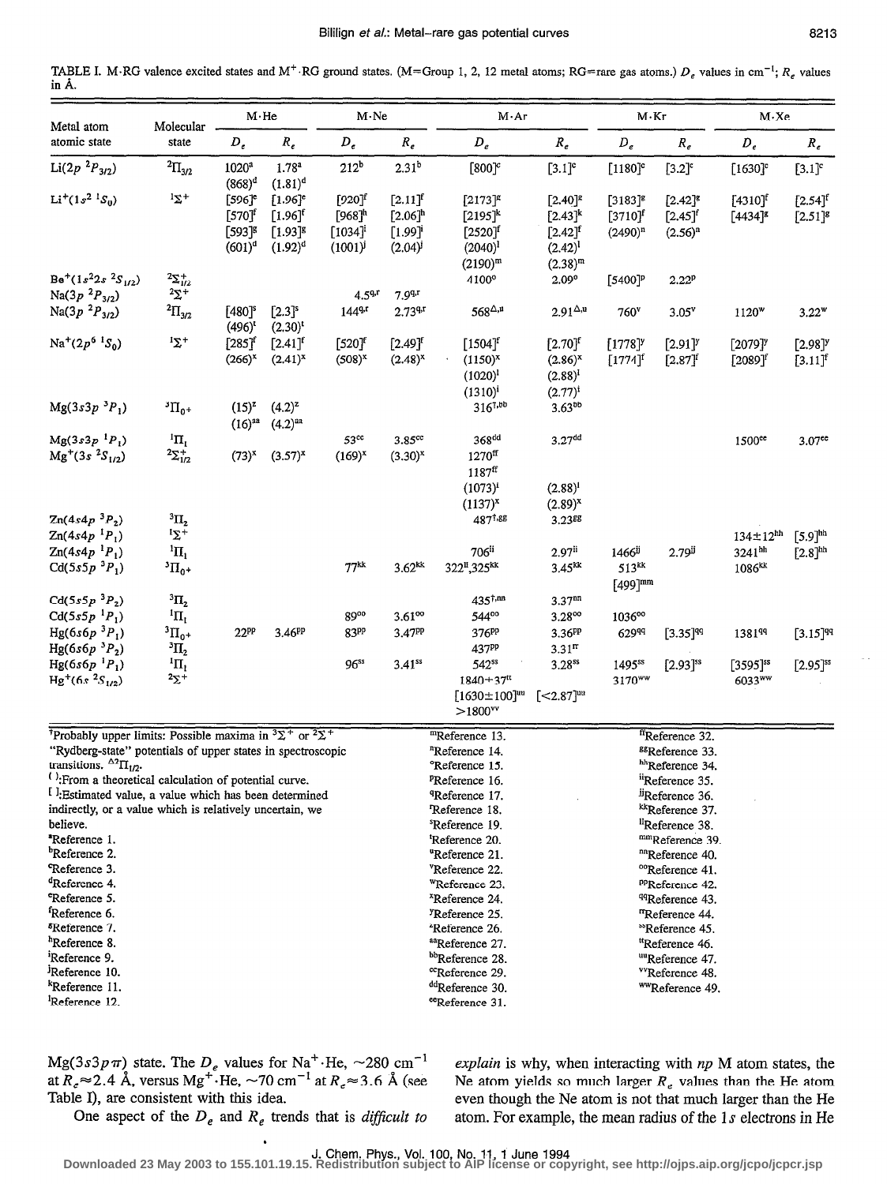TABLE I. M·RG valence excited states and $M^+$·RG ground states. (M=Group 1, 2, 12 metal atoms; RG=rare gas atoms.) $D_e$ values in $cm^{-1}$; $R_e$ values in Å.

| Metal atom atomic state | Molecular state | M·He | | M·Ne | | M·Ar | | M·Kr | | M·Xe | |
|---|---|---|---|---|---|---|---|---|---|---|---|
| | | $D_e$ | $R_e$ | $D_e$ | $R_e$ | $D_e$ | $R_e$ | $D_e$ | $R_e$ | $D_e$ | $R_e$ |
| Li($2p\ ^2P_{3/2}$) | $^2\Pi_{3/2}$ | 1020[a] (868)[d] | 1.78[a] (1.81)[d] | 212[b] | 2.31[b] | [800][c] | [3.1][c] | [1180][c] | [3.2][c] | [1630][c] | [3.1][c] |
| $Li^+(1s^2\ ^1S_0)$ | $^1\Sigma^+$ | [596][e] [570][f] [593][g] (601)[d] | [1.96][e] [1.96][f] [1.93][g] (1.92)[d] | [920][f] [968][h] [1034][i] (1001)[j] | [2.11][f] [2.06][h] [1.99][i] (2.04)[j] | [2173][g] [2195][k] [2520][f] (2040)[l] (2190)[m] | [2.40][g] [2.43][k] [2.42][f] (2.42)[l] (2.38)[m] | [3183][g] [3710][f] (2490)[n] | [2.42][g] [2.45][f] (2.56)[n] | [4310][f] [4434][g] | [2.54][f] [2.51][g] |
| $Be^+(1s^22s\ ^2S_{1/2})$ | $^2\Sigma^+_{1/2}$ | | | | | 4100[o] | 2.09[o] | [5400][p] | 2.22[p] | | |
| Na($3p\ ^2P_{3/2}$) | $^2\Sigma^+$ | | | 4.5[q,r] | 7.9[q,r] | | | | | | |
| Na($3p\ ^2P_{3/2}$) | $^2\Pi_{3/2}$ | [480][s] (496)[t] | [2.3][s] (2.30)[t] | 144[q,r] | 2.73[q,r] | 568[Δ,u] | 2.91[Δ,u] | 760[v] | 3.05[v] | 1120[w] | 3.22[w] |
| $Na^+(2p^6\ ^1S_0)$ | $^1\Sigma^+$ | [285][f] (266)[x] | [2.41][f] (2.41)[x] | [520][f] (508)[x] | [2.49][f] (2.48)[x] | [1504][f] (1150)[x] (1020)[l] (1310)[i] | [2.70][f] (2.86)[x] (2.88)[l] (2.77)[i] | [1778][y] [1774][f] | [2.91][y] [2.87][f] | [2079][y] [2089][f] | [2.98][y] [3.11][f] |
| Mg($3s3p\ ^3P_1$) | $^3\Pi_{0+}$ | (15)[z] (16)[aa] | (4.2)[z] (4.2)[aa] | | | 316[†,bb] | 3.63[bb] | | | | |
| Mg($3s3p\ ^1P_1$) | $^1\Pi_1$ | | | 53[cc] | 3.85[cc] | 368[dd] | 3.27[dd] | | | 1500[ee] | 3.07[ee] |
| $Mg^+(3s\ ^2S_{1/2})$ | $^2\Sigma^+_{1/2}$ | (73)[x] | (3.57)[x] | (169)[x] | (3.30)[x] | 1270[ff] 1187[ff] (1073)[l] (1137)[x] | (2.88)[l] (2.89)[x] | | | | |
| Zn($4s4p\ ^3P_2$) | $^3\Pi_2$ | | | | | 487[†,gg] | 3.23[gg] | | | | |
| Zn($4s4p\ ^1P_1$) | $^1\Sigma^+$ | | | | | | | | | 134±12[hh] | [5.9][hh] |
| Zn($4s4p\ ^1P_1$) | $^1\Pi_1$ | | | | | 706[ii] | 2.97[ii] | 1466[jj] | 2.79[jj] | 3241[hh] | [2.8][hh] |
| Cd($5s5p\ ^3P_1$) | $^3\Pi_{0+}$ | | | 77[kk] | 3.62[kk] | 322[ll],325[kk] | 3.45[kk] | 513[kk] [499][mm] | | 1086[kk] | |
| Cd($5s5p\ ^3P_2$) | $^3\Pi_2$ | | | | | 435[†,nn] | 3.37[nn] | | | | |
| Cd($5s5p\ ^1P_1$) | $^1\Pi_1$ | | | 89[oo] | 3.61[oo] | 544[oo] | 3.28[oo] | 1036[oo] | | | |
| Hg($6s6p\ ^3P_1$) | $^3\Pi_{0+}$ | 22[pp] | 3.46[pp] | 83[pp] | 3.47[pp] | 376[pp] | 3.36[pp] | 629[qq] | [3.35][qq] | 1381[qq] | [3.15][qq] |
| Hg($6s6p\ ^3P_2$) | $^3\Pi_2$ | | | | | 437[pp] | 3.31[rr] | | | | |
| Hg($6s6p\ ^1P_1$) | $^1\Pi_1$ | | | 96[ss] | 3.41[ss] | 542[ss] | 3.28[ss] | 1495[ss] | [2.93][ss] | [3595][ss] | [2.95][ss] |
| $Hg^+(6s\ ^2S_{1/2})$ | $^2\Sigma^+$ | | | | | 1840±37[tt] [1630±100][uu] >1800[vv] | [<2.87][uu] | 3170[ww] | | 6033[ww] | |

†Probably upper limits: Possible maxima in $^3\Sigma^+$ or $^2\Sigma^+$ "Rydberg-state" potentials of upper states in spectroscopic transitions. $^\Delta{}^2\Pi_{1/2}$.
( ): From a theoretical calculation of potential curve.
[ ]: Estimated value, a value which has been determined indirectly, or a value which is relatively uncertain, we believe.
[a]Reference 1.
[b]Reference 2.
[c]Reference 3.
[d]Reference 4.
[e]Reference 5.
[f]Reference 6.
[g]Reference 7.
[h]Reference 8.
[i]Reference 9.
[j]Reference 10.
[k]Reference 11.
[l]Reference 12.
[m]Reference 13.
[n]Reference 14.
[o]Reference 15.
[p]Reference 16.
[q]Reference 17.
[r]Reference 18.
[s]Reference 19.
[t]Reference 20.
[u]Reference 21.
[v]Reference 22.
[w]Reference 23.
[x]Reference 24.
[y]Reference 25.
[z]Reference 26.
[aa]Reference 27.
[bb]Reference 28.
[cc]Reference 29.
[dd]Reference 30.
[ee]Reference 31.
[ff]Reference 32.
[gg]Reference 33.
[hh]Reference 34.
[ii]Reference 35.
[jj]Reference 36.
[kk]Reference 37.
[ll]Reference 38.
[mm]Reference 39.
[nn]Reference 40.
[oo]Reference 41.
[pp]Reference 42.
[qq]Reference 43.
[rr]Reference 44.
[ss]Reference 45.
[tt]Reference 46.
[uu]Reference 47.
[vv]Reference 48.
[ww]Reference 49.

Mg($3s3p\pi$) state. The $D_e$ values for $Na^+$·He, ~280 $cm^{-1}$ at $R_e$≈2.4 Å, versus $Mg^+$·He, ~70 $cm^{-1}$ at $R_e$≈3.6 Å (see Table I), are consistent with this idea.

One aspect of the $D_e$ and $R_e$ trends that is *difficult to explain* is why, when interacting with *np* M atom states, the Ne atom yields so much larger $R_e$ values than the He atom even though the Ne atom is not that much larger than the He atom. For example, the mean radius of the $1s$ electrons in He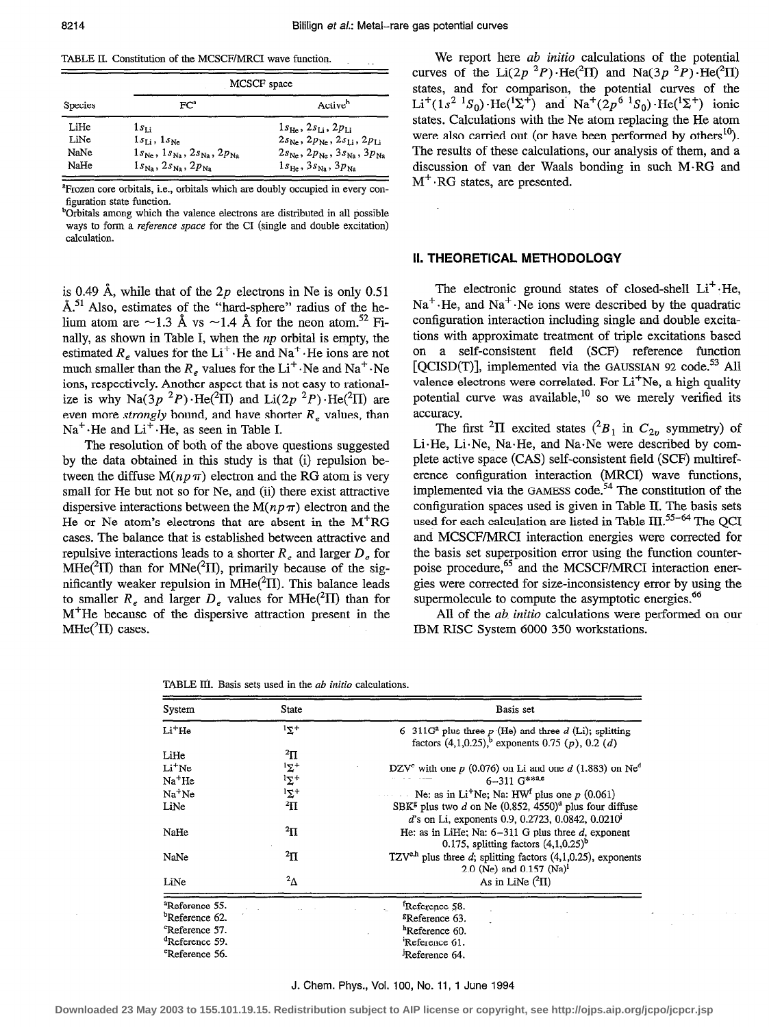TABLE II. Constitution of the MCSCF/MRCI wave function.

| | MCSCF space | |
|---|---|---|
| Species | FC[a] | Active[b] |
| LiHe | $1s_{Li}$ | $1s_{He}$, $2s_{Li}$, $2p_{Li}$ |
| LiNe | $1s_{Li}$, $1s_{Ne}$ | $2s_{Ne}$, $2p_{Ne}$, $2s_{Li}$, $2p_{Li}$ |
| NaNe | $1s_{Ne}$, $1s_{Na}$, $2s_{Na}$, $2p_{Na}$ | $2s_{Ne}$, $2p_{Ne}$, $3s_{Na}$, $3p_{Na}$ |
| NaHe | $1s_{Na}$, $2s_{Na}$, $2p_{Na}$ | $1s_{He}$, $3s_{Na}$, $3p_{Na}$ |

[a]Frozen core orbitals, i.e., orbitals which are doubly occupied in every configuration state function.

[b]Orbitals among which the valence electrons are distributed in all possible ways to form a *reference space* for the CI (single and double excitation) calculation.

is 0.49 Å, while that of the $2p$ electrons in Ne is only 0.51 Å.[51] Also, estimates of the "hard-sphere" radius of the helium atom are ~1.3 Å vs ~1.4 Å for the neon atom.[52] Finally, as shown in Table I, when the $np$ orbital is empty, the estimated $R_e$ values for the $Li^+ \cdot He$ and $Na^+ \cdot He$ ions are not much smaller than the $R_e$ values for the $Li^+ \cdot Ne$ and $Na^+ \cdot Ne$ ions, respectively. Another aspect that is not easy to rationalize is why $Na(3p\ ^2P) \cdot He(^2\Pi)$ and $Li(2p\ ^2P) \cdot He(^2\Pi)$ are even more *strongly* bound, and have shorter $R_e$ values, than $Na^+ \cdot He$ and $Li^+ \cdot He$, as seen in Table I.

The resolution of both of the above questions suggested by the data obtained in this study is that (i) repulsion between the diffuse $M(np\pi)$ electron and the RG atom is very small for He but not so for Ne, and (ii) there exist attractive dispersive interactions between the $M(np\pi)$ electron and the He or Ne atom's electrons that are absent in the $M^+RG$ cases. The balance that is established between attractive and repulsive interactions leads to a shorter $R_e$ and larger $D_e$ for $MHe(^2\Pi)$ than for $MNe(^2\Pi)$, primarily because of the significantly weaker repulsion in $MHe(^2\Pi)$. This balance leads to smaller $R_e$ and larger $D_e$ values for $MHe(^2\Pi)$ than for $M^+He$ because of the dispersive attraction present in the $MHe(^2\Pi)$ cases.

We report here *ab initio* calculations of the potential curves of the $Li(2p\ ^2P) \cdot He(^2\Pi)$ and $Na(3p\ ^2P) \cdot He(^2\Pi)$ states, and for comparison, the potential curves of the $Li^+(1s^2\ ^1S_0) \cdot He(^1\Sigma^+)$ and $Na^+(2p^6\ ^1S_0) \cdot He(^1\Sigma^+)$ ionic states. Calculations with the Ne atom replacing the He atom were also carried out (or have been performed by others[10]). The results of these calculations, our analysis of them, and a discussion of van der Waals bonding in such M·RG and $M^+ \cdot RG$ states, are presented.

## II. THEORETICAL METHODOLOGY

The electronic ground states of closed-shell $Li^+ \cdot He$, $Na^+ \cdot He$, and $Na^+ \cdot Ne$ ions were described by the quadratic configuration interaction including single and double excitations with approximate treatment of triple excitations based on a self-consistent field (SCF) reference function [QCISD(T)], implemented via the GAUSSIAN 92 code.[53] All valence electrons were correlated. For $Li^+Ne$, a high quality potential curve was available,[10] so we merely verified its accuracy.

The first $^2\Pi$ excited states ($^2B_1$ in $C_{2v}$ symmetry) of Li·He, Li·Ne, Na·He, and Na·Ne were described by complete active space (CAS) self-consistent field (SCF) multireference configuration interaction (MRCI) wave functions, implemented via the GAMESS code.[54] The constitution of the configuration spaces used is given in Table II. The basis sets used for each calculation are listed in Table III.[55–64] The QCI and MCSCF/MRCI interaction energies were corrected for the basis set superposition error using the function counterpoise procedure,[65] and the MCSCF/MRCI interaction energies were corrected for size-inconsistency error by using the supermolecule to compute the asymptotic energies.[66]

All of the *ab initio* calculations were performed on our IBM RISC System 6000 350 workstations.

TABLE III. Basis sets used in the *ab initio* calculations.

| System | State | Basis set |
|---|---|---|
| $Li^+He$ | $^1\Sigma^+$ | 6–311G[a] plus three $p$ (He) and three $d$ (Li); splitting factors (4,1,0.25),[b] exponents 0.75 ($p$), 0.2 ($d$) |
| LiHe | $^2\Pi$ | |
| $Li^+Ne$ | $^1\Sigma^+$ | DZV[c] with one $p$ (0.076) on Li and one $d$ (1.883) on Ne[d] |
| $Na^+He$ | $^1\Sigma^+$ | 6–311 G**[a,e] |
| $Na^+Ne$ | $^1\Sigma^+$ | Ne: as in $Li^+Ne$; Na: HW[f] plus one $p$ (0.061) |
| LiNe | $^2\Pi$ | SBK[g] plus two $d$ on Ne (0.852, 4550)[d] plus four diffuse $d$'s on Li, exponents 0.9, 0.2723, 0.0842, 0.0210[j] |
| NaHe | $^2\Pi$ | He: as in LiHe; Na: 6–311 G plus three $d$, exponent 0.175, splitting factors (4,1,0.25)[b] |
| NaNe | $^2\Pi$ | TZV[e,h] plus three $d$; splitting factors (4,1,0.25), exponents 2.0 (Ne) and 0.157 (Na)[i] |
| LiNe | $^2\Delta$ | As in LiNe ($^2\Pi$) |

[a]Reference 55.
[b]Reference 62.
[c]Reference 57.
[d]Reference 59.
[e]Reference 56.
[f]Reference 58.
[g]Reference 63.
[h]Reference 60.
[i]Reference 61.
[j]Reference 64.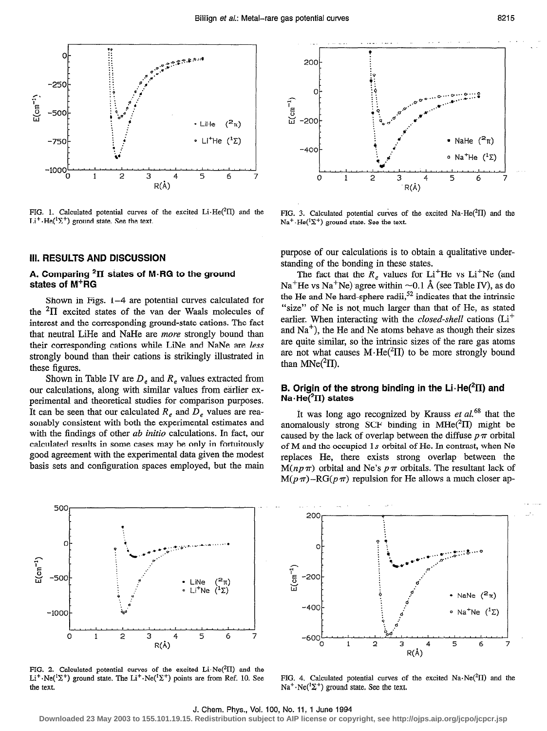0
-250
-500
-750
-1000
E(cm$^{-1}$)
0 1 2 3 4 5 6 7
R(Å)
• LiHe ($^2\pi$)
∘ Li$^+$He ($^1\Sigma$)

FIG. 1. Calculated potential curves of the excited Li·He($^2\Pi$) and the Li$^+$·He($^1\Sigma^+$) ground state. See the text.

200
0
-200
-400
E(cm$^{-1}$)
0 1 2 3 4 5 6 7
R(Å)
• NaHe ($^2\pi$)
∘ Na$^+$He ($^1\Sigma$)

FIG. 3. Calculated potential curves of the excited Na·He($^2\Pi$) and the Na$^+$·He($^1\Sigma^+$) ground state. See the text.

## III. RESULTS AND DISCUSSION

### A. Comparing $^2\Pi$ states of M·RG to the ground states of M$^+$RG

Shown in Figs. 1–4 are potential curves calculated for the $^2\Pi$ excited states of the van der Waals molecules of interest and the corresponding ground-state cations. The fact that neutral LiHe and NaHe are *more* strongly bound than their corresponding cations while LiNe and NaNe are *less* strongly bound than their cations is strikingly illustrated in these figures.

Shown in Table IV are $D_e$ and $R_e$ values extracted from our calculations, along with similar values from earlier experimental and theoretical studies for comparison purposes. It can be seen that our calculated $R_e$ and $D_e$ values are reasonably consistent with both the experimental estimates and with the findings of other *ab initio* calculations. In fact, our calculated results in some cases may be only in fortuitously good agreement with the experimental data given the modest basis sets and configuration spaces employed, but the main purpose of our calculations is to obtain a qualitative understanding of the bonding in these states.

The fact that the $R_e$ values for Li$^+$He vs Li$^+$Ne (and Na$^+$He vs Na$^+$Ne) agree within ~0.1 Å (see Table IV), as do the He and Ne hard-sphere radii,[52] indicates that the intrinsic "size" of Ne is not much larger than that of He, as stated earlier. When interacting with the *closed-shell* cations (Li$^+$ and Na$^+$), the He and Ne atoms behave as though their sizes are quite similar, so the intrinsic sizes of the rare gas atoms are not what causes M·He($^2\Pi$) to be more strongly bound than MNe($^2\Pi$).

### B. Origin of the strong binding in the Li·He($^2\Pi$) and Na·He($^2\Pi$) states

It was long ago recognized by Krauss *et al.*[68] that the anomalously strong SCF binding in MHe($^2\Pi$) might be caused by the lack of overlap between the diffuse $p\pi$ orbital of M and the occupied $1s$ orbital of He. In contrast, when Ne replaces He, there exists strong overlap between the M($np\pi$) orbital and Ne's $p\pi$ orbitals. The resultant lack of M($p\pi$)–RG($p\pi$) repulsion for He allows a much closer ap-

500
0
-500
-1000
E(cm$^{-1}$)
0 1 2 3 4 5 6 7
R(Å)
• LiNe ($^2\pi$)
∘ Li$^+$Ne ($^1\Sigma$)

FIG. 2. Calculated potential curves of the excited Li·Ne($^2\Pi$) and the Li$^+$·Ne($^1\Sigma^+$) ground state. The Li$^+$·Ne($^1\Sigma^+$) points are from Ref. 10. See the text.

200
0
-200
-400
-600
E(cm$^{-1}$)
0 1 2 3 4 5 6 7
R(Å)
• NaNe ($^2\pi$)
∘ Na$^+$Ne ($^1\Sigma$)

FIG. 4. Calculated potential curves of the excited Na·Ne($^2\Pi$) and the Na$^+$·Ne($^1\Sigma^+$) ground state. See the text.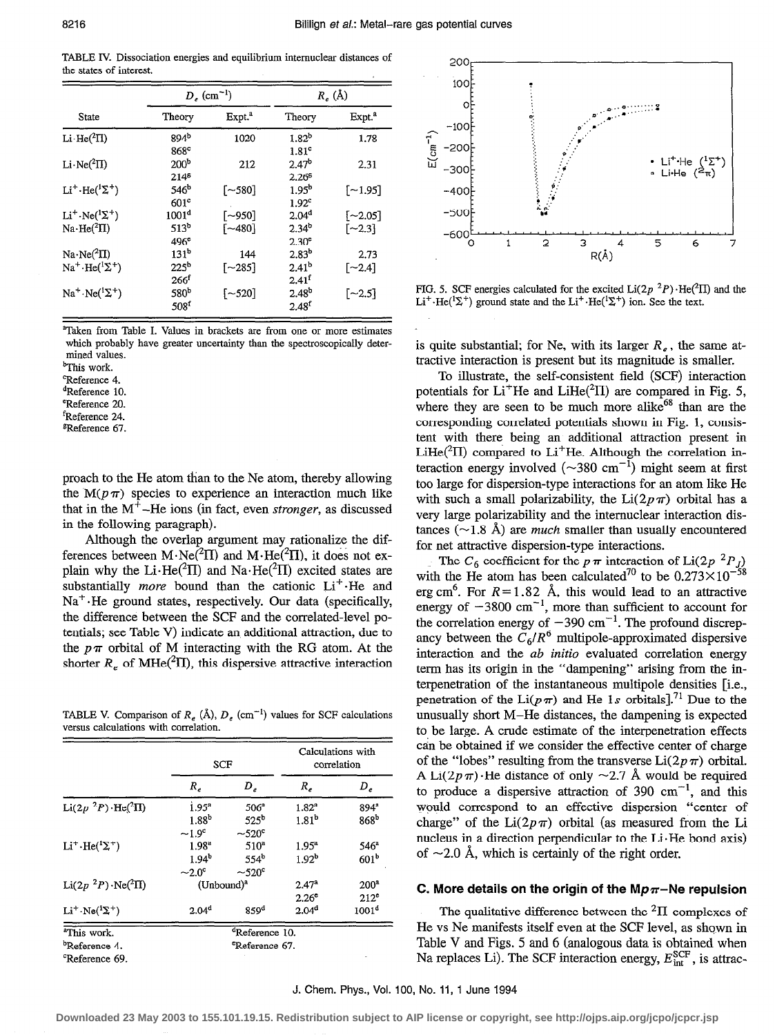TABLE IV. Dissociation energies and equilibrium internuclear distances of the states of interest.

| State | $D_e$ (cm$^{-1}$) | | $R_e$ (Å) | |
|---|---|---|---|---|
| | Theory | Expt.[a] | Theory | Expt.[a] |
| $Li \cdot He(^2\Pi)$ | 894[b] | 1020 | 1.82[b] | 1.78 |
| | 868[c] | | 1.81[c] | |
| $Li \cdot Ne(^2\Pi)$ | 200[b] | 212 | 2.47[b] | 2.31 |
| | 214[g] | | 2.26[g] | |
| $Li^+ \cdot He(^1\Sigma^+)$ | 546[b] | [~580] | 1.95[b] | [~1.95] |
| | 601[c] | | 1.92[c] | |
| $Li^+ \cdot Ne(^1\Sigma^+)$ | 1001[d] | [~950] | 2.04[d] | [~2.05] |
| $Na \cdot He(^2\Pi)$ | 513[b] | [~480] | 2.34[b] | [~2.3] |
| | 496[e] | | 2.30[e] | |
| $Na \cdot Ne(^2\Pi)$ | 131[b] | 144 | 2.83[b] | 2.73 |
| $Na^+ \cdot He(^1\Sigma^+)$ | 225[b] | [~285] | 2.41[b] | [~2.4] |
| | 266[f] | | 2.41[f] | |
| $Na^+ \cdot Ne(^1\Sigma^+)$ | 580[b] | [~520] | 2.48[b] | [~2.5] |
| | 508[f] | | 2.48[f] | |

[a]Taken from Table I. Values in brackets are from one or more estimates which probably have greater uncertainty than the spectroscopically determined values.
[b]This work.
[c]Reference 4.
[d]Reference 10.
[e]Reference 20.
[f]Reference 24.
[g]Reference 67.

proach to the He atom than to the Ne atom, thereby allowing the $M(p\pi)$ species to experience an interaction much like that in the $M^+$–He ions (in fact, even *stronger*, as discussed in the following paragraph).

Although the overlap argument may rationalize the differences between $M \cdot Ne(^2\Pi)$ and $M \cdot He(^2\Pi)$, it does not explain why the $Li \cdot He(^2\Pi)$ and $Na \cdot He(^2\Pi)$ excited states are substantially *more* bound than the cationic $Li^+ \cdot He$ and $Na^+ \cdot He$ ground states, respectively. Our data (specifically, the difference between the SCF and the correlated-level potentials; see Table V) indicate an additional attraction, due to the $p\pi$ orbital of M interacting with the RG atom. At the shorter $R_e$ of $MHe(^2\Pi)$, this dispersive attractive interaction

TABLE V. Comparison of $R_e$ (Å), $D_e$ (cm$^{-1}$) values for SCF calculations versus calculations with correlation.

| | SCF | | Calculations with correlation | |
|---|---|---|---|---|
| | $R_e$ | $D_e$ | $R_e$ | $D_e$ |
| $Li(2p\ ^2P) \cdot He(^2\Pi)$ | 1.95[a] | 506[a] | 1.82[a] | 894[a] |
| | 1.88[b] | 525[b] | 1.81[b] | 868[b] |
| | ~1.9[c] | ~520[c] | | |
| $Li^+ \cdot He(^1\Sigma^+)$ | 1.98[a] | 510[a] | 1.95[a] | 546[a] |
| | 1.94[b] | 554[b] | 1.92[b] | 601[b] |
| | ~2.0[c] | ~520[c] | | |
| $Li(2p\ ^2P) \cdot Ne(^2\Pi)$ | (Unbound)[a] | | 2.47[a] | 200[a] |
| | | | 2.26[e] | 212[e] |
| $Li^+ \cdot Ne(^1\Sigma^+)$ | 2.04[d] | 859[d] | 2.04[d] | 1001[d] |

[a]This work.
[b]Reference 4.
[c]Reference 69.
[d]Reference 10.
[e]Reference 67.

200
100
0
−100
−200
−300
−400
−500
−600
E(cm$^{-1}$)
0 1 2 3 4 5 6 7
R(Å)
• $Li^+ \cdot He$ ($^1\Sigma^+$)
∘ $Li \cdot He$ ($^2\pi$)

FIG. 5. SCF energies calculated for the excited $Li(2p\ ^2P) \cdot He(^2\Pi)$ and the $Li^+ \cdot He(^1\Sigma^+)$ ground state and the $Li^+ \cdot He(^1\Sigma^+)$ ion. See the text.

is quite substantial; for Ne, with its larger $R_e$, the same attractive interaction is present but its magnitude is smaller.

To illustrate, the self-consistent field (SCF) interaction potentials for $Li^+He$ and $LiHe(^2\Pi)$ are compared in Fig. 5, where they are seen to be much more alike[68] than are the corresponding correlated potentials shown in Fig. 1, consistent with there being an additional attraction present in $LiHe(^2\Pi)$ compared to $Li^+He$. Although the correlation interaction energy involved (~380 cm$^{-1}$) might seem at first too large for dispersion-type interactions for an atom like He with such a small polarizability, the $Li(2p\pi)$ orbital has a very large polarizability and the internuclear interaction distances (~1.8 Å) are *much* smaller than usually encountered for net attractive dispersion-type interactions.

The $C_6$ coefficient for the $p\pi$ interaction of $Li(2p\ ^2P_J)$ with the He atom has been calculated[70] to be $0.273 \times 10^{-58}$ erg cm$^6$. For $R = 1.82$ Å, this would lead to an attractive energy of $-3800$ cm$^{-1}$, more than sufficient to account for the correlation energy of $-390$ cm$^{-1}$. The profound discrepancy between the $C_6/R^6$ multipole-approximated dispersive interaction and the *ab initio* evaluated correlation energy term has its origin in the "dampening" arising from the interpenetration of the instantaneous multipole densities [i.e., penetration of the $Li(p\pi)$ and He 1*s* orbitals].[71] Due to the unusually short M–He distances, the dampening is expected to be large. A crude estimate of the interpenetration effects can be obtained if we consider the effective center of charge of the "lobes" resulting from the transverse $Li(2p\pi)$ orbital. A $Li(2p\pi) \cdot He$ distance of only ~2.7 Å would be required to produce a dispersive attraction of 390 cm$^{-1}$, and this would correspond to an effective dispersion "center of charge" of the $Li(2p\pi)$ orbital (as measured from the Li nucleus in a direction perpendicular to the Li·He bond axis) of ~2.0 Å, which is certainly of the right order.

### C. More details on the origin of the $Mp\pi$–Ne repulsion

The qualitative difference between the $^2\Pi$ complexes of He vs Ne manifests itself even at the SCF level, as shown in Table V and Figs. 5 and 6 (analogous data is obtained when Na replaces Li). The SCF interaction energy, $E_{\rm int}^{\rm SCF}$, is attrac-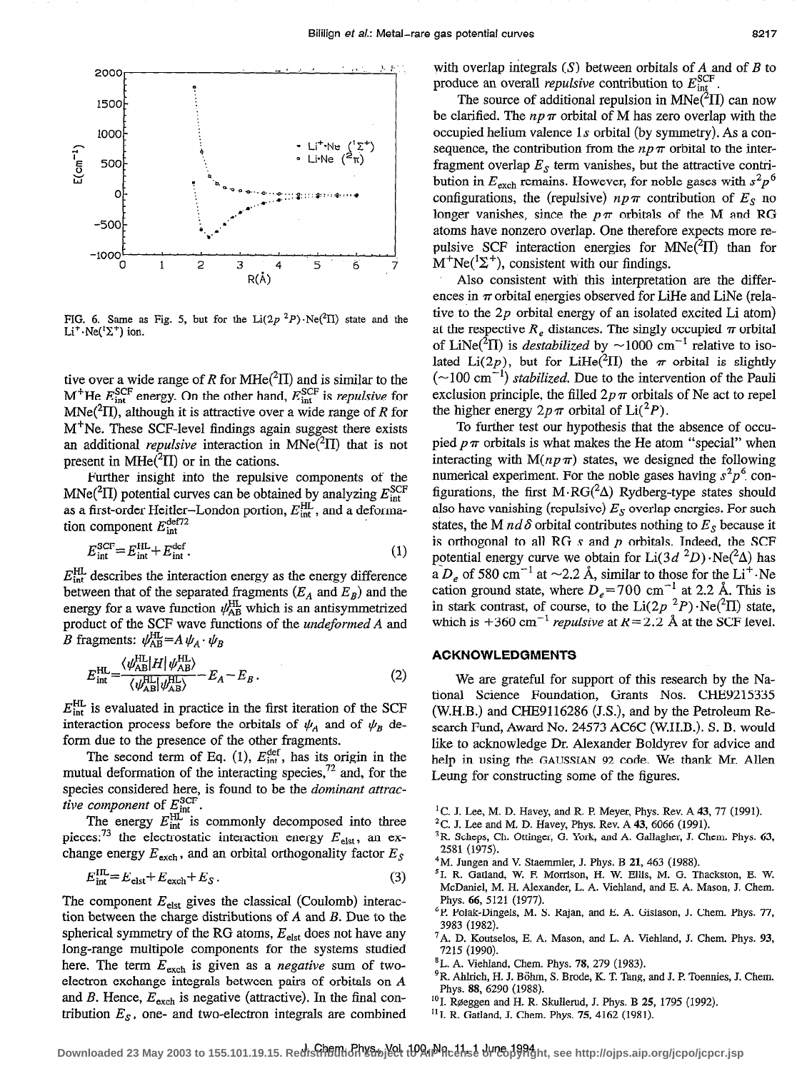2000
1500
1000
500
0
-500
-1000
E(cm⁻¹)
0 1 2 3 4 5 6 7
R(Å)
• $Li^+ \cdot Ne$ ($^1\Sigma^+$)
∘ $Li \cdot Ne$ ($^2\pi$)

FIG. 6. Same as Fig. 5, but for the $Li(2p\ ^2P)\cdot Ne(^2\Pi)$ state and the $Li^+\cdot Ne(^1\Sigma^+)$ ion.

tive over a wide range of $R$ for $MHe(^2\Pi)$ and is similar to the $M^+He$ $E_{int}^{SCF}$ energy. On the other hand, $E_{int}^{SCF}$ is *repulsive* for $MNe(^2\Pi)$, although it is attractive over a wide range of $R$ for $M^+Ne$. These SCF-level findings again suggest there exists an additional *repulsive* interaction in $MNe(^2\Pi)$ that is not present in $MHe(^2\Pi)$ or in the cations.

Further insight into the repulsive components of the $MNe(^2\Pi)$ potential curves can be obtained by analyzing $E_{int}^{SCF}$ as a first-order Heitler–London portion, $E_{int}^{HL}$, and a deformation component $E_{int}^{def}$[72]

$$E_{int}^{SCF}=E_{int}^{HL}+E_{int}^{def}. \tag{1}$$

$E_{int}^{HL}$ describes the interaction energy as the energy difference between that of the separated fragments ($E_A$ and $E_B$) and the energy for a wave function $\psi_{AB}^{HL}$ which is an antisymmetrized product of the SCF wave functions of the *undeformed* $A$ and $B$ fragments: $\psi_{AB}^{HL}=A\psi_A\cdot\psi_B$

$$E_{int}^{HL}=\frac{\langle\psi_{AB}^{HL}|H|\psi_{AB}^{HL}\rangle}{\langle\psi_{AB}^{HL}|\psi_{AB}^{HL}\rangle}-E_A-E_B. \tag{2}$$

$E_{int}^{HL}$ is evaluated in practice in the first iteration of the SCF interaction process before the orbitals of $\psi_A$ and of $\psi_B$ deform due to the presence of the other fragments.

The second term of Eq. (1), $E_{int}^{def}$, has its origin in the mutual deformation of the interacting species,[72] and, for the species considered here, is found to be the *dominant attractive component* of $E_{int}^{SCF}$.

The energy $E_{int}^{HL}$ is commonly decomposed into three pieces:[73] the electrostatic interaction energy $E_{elst}$, an exchange energy $E_{exch}$, and an orbital orthogonality factor $E_S$

$$E_{int}^{HL}=E_{elst}+E_{exch}+E_S. \tag{3}$$

The component $E_{elst}$ gives the classical (Coulomb) interaction between the charge distributions of $A$ and $B$. Due to the spherical symmetry of the RG atoms, $E_{elst}$ does not have any long-range multipole components for the systems studied here. The term $E_{exch}$ is given as a *negative* sum of two-electron exchange integrals between pairs of orbitals on $A$ and $B$. Hence, $E_{exch}$ is negative (attractive). In the final contribution $E_S$, one- and two-electron integrals are combined with overlap integrals ($S$) between orbitals of $A$ and of $B$ to produce an overall *repulsive* contribution to $E_{int}^{SCF}$.

The source of additional repulsion in $MNe(^2\Pi)$ can now be clarified. The $np\pi$ orbital of M has zero overlap with the occupied helium valence $1s$ orbital (by symmetry). As a consequence, the contribution from the $np\pi$ orbital to the interfragment overlap $E_S$ term vanishes, but the attractive contribution in $E_{exch}$ remains. However, for noble gases with $s^2p^6$ configurations, the (repulsive) $np\pi$ contribution of $E_S$ no longer vanishes, since the $p\pi$ orbitals of the M and RG atoms have nonzero overlap. One therefore expects more repulsive SCF interaction energies for $MNe(^2\Pi)$ than for $M^+Ne(^1\Sigma^+)$, consistent with our findings.

Also consistent with this interpretation are the differences in $\pi$ orbital energies observed for LiHe and LiNe (relative to the $2p$ orbital energy of an isolated excited Li atom) at the respective $R_e$ distances. The singly occupied $\pi$ orbital of $LiNe(^2\Pi)$ is *destabilized* by $\sim$1000 cm$^{-1}$ relative to isolated $Li(2p)$, but for $LiHe(^2\Pi)$ the $\pi$ orbital is slightly ($\sim$100 cm$^{-1}$) *stabilized*. Due to the intervention of the Pauli exclusion principle, the filled $2p\pi$ orbitals of Ne act to repel the higher energy $2p\pi$ orbital of $Li(^2P)$.

To further test our hypothesis that the absence of occupied $p\pi$ orbitals is what makes the He atom "special" when interacting with $M(np\pi)$ states, we designed the following numerical experiment. For the noble gases having $s^2p^6$ configurations, the first $M\cdot RG(^2\Delta)$ Rydberg-type states should also have vanishing (repulsive) $E_S$ overlap energies. For such states, the M $nd\delta$ orbital contributes nothing to $E_S$ because it is orthogonal to all RG $s$ and $p$ orbitals. Indeed, the SCF potential energy curve we obtain for $Li(3d\ ^2D)\cdot Ne(^2\Delta)$ has a $D_e$ of 580 cm$^{-1}$ at $\sim$2.2 Å, similar to those for the $Li^+\cdot Ne$ cation ground state, where $D_e=700$ cm$^{-1}$ at 2.2 Å. This is in stark contrast, of course, to the $Li(2p\ ^2P)\cdot Ne(^2\Pi)$ state, which is +360 cm$^{-1}$ *repulsive* at $R=2.2$ Å at the SCF level.

## ACKNOWLEDGMENTS

We are grateful for support of this research by the National Science Foundation, Grants Nos. CHE9215335 (W.H.B.) and CHE9116286 (J.S.), and by the Petroleum Research Fund, Award No. 24573 AC6C (W.H.B.). S. B. would like to acknowledge Dr. Alexander Boldyrev for advice and help in using the GAUSSIAN 92 code. We thank Mr. Allen Leung for constructing some of the figures.

[1] C. J. Lee, M. D. Havey, and R. P. Meyer, Phys. Rev. A **43**, 77 (1991).
[2] C. J. Lee and M. D. Havey, Phys. Rev. A **43**, 6066 (1991).
[3] R. Scheps, Ch. Ottinger, G. York, and A. Gallagher, J. Chem. Phys. **63**, 2581 (1975).
[4] M. Jungen and V. Staemmler, J. Phys. B **21**, 463 (1988).
[5] I. R. Gatland, W. F. Morrison, H. W. Ellis, M. G. Thackston, E. W. McDaniel, M. H. Alexander, L. A. Viehland, and E. A. Mason, J. Chem. Phys. **66**, 5121 (1977).
[6] P. Polak-Dingels, M. S. Rajan, and E. A. Gislason, J. Chem. Phys. **77**, 3983 (1982).
[7] A. D. Koutselos, E. A. Mason, and L. A. Viehland, J. Chem. Phys. **93**, 7215 (1990).
[8] L. A. Viehland, Chem. Phys. **78**, 279 (1983).
[9] R. Ahlrich, H. J. Böhm, S. Brode, K. T. Tang, and J. P. Toennies, J. Chem. Phys. **88**, 6290 (1988).
[10] I. Røeggen and H. R. Skullerud, J. Phys. B **25**, 1795 (1992).
[11] I. R. Gatland, J. Chem. Phys. **75**, 4162 (1981).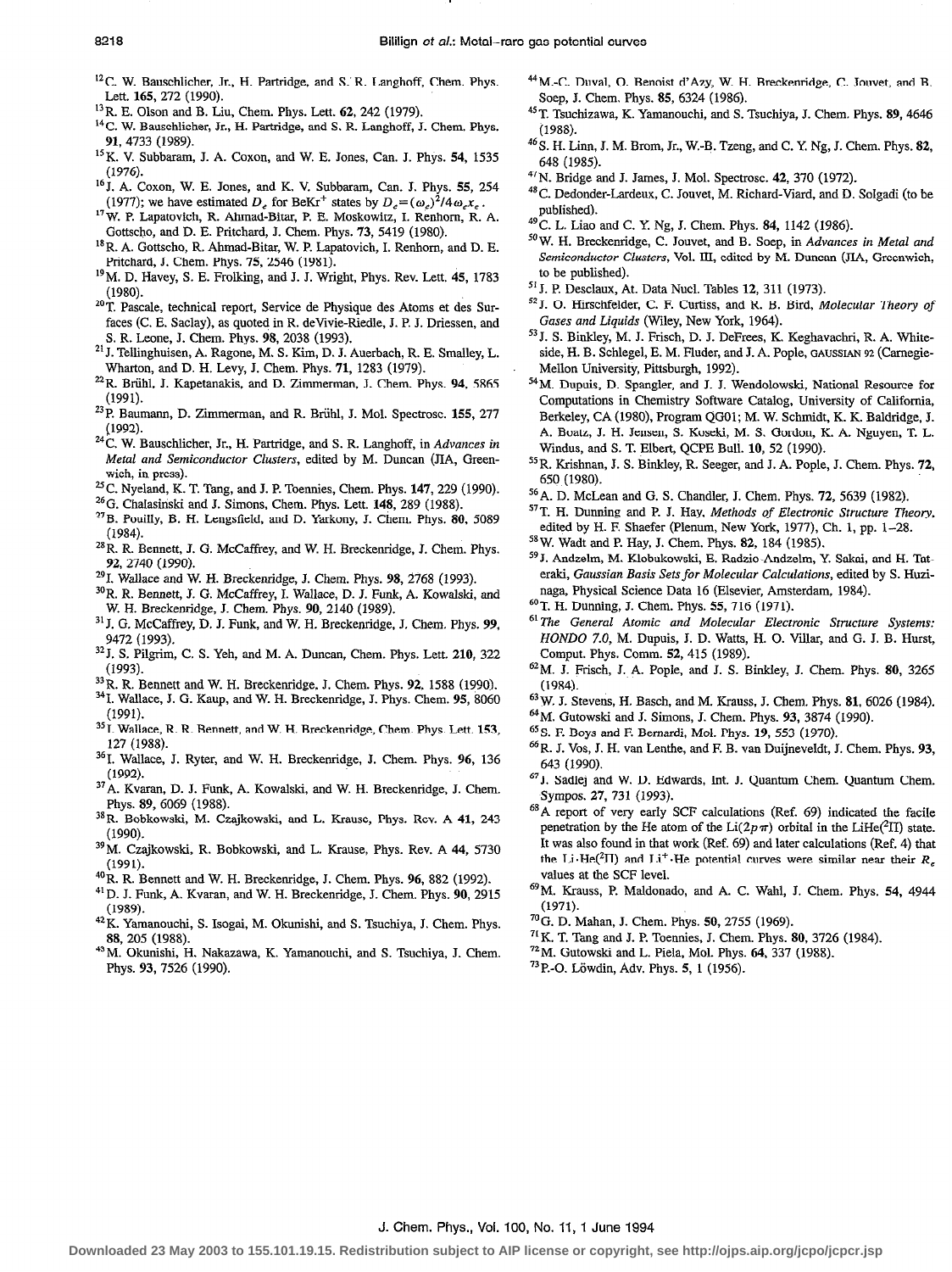[12] C. W. Bauschlicher, Jr., H. Partridge, and S. R. Langhoff, Chem. Phys. Lett. **165**, 272 (1990).

[13] R. E. Olson and B. Liu, Chem. Phys. Lett. **62**, 242 (1979).

[14] C. W. Bauschlicher, Jr., H. Partridge, and S. R. Langhoff, J. Chem. Phys. **91**, 4733 (1989).

[15] K. V. Subbaram, J. A. Coxon, and W. E. Jones, Can. J. Phys. **54**, 1535 (1976).

[16] J. A. Coxon, W. E. Jones, and K. V. Subbaram, Can. J. Phys. **55**, 254 (1977); we have estimated $D_e$ for $BeKr^+$ states by $D_e=(\omega_e)^2/4\omega_e x_e$.

[17] W. P. Lapatovich, R. Ahmad-Bitar, P. E. Moskowitz, I. Renhorn, R. A. Gottscho, and D. E. Pritchard, J. Chem. Phys. **73**, 5419 (1980).

[18] R. A. Gottscho, R. Ahmad-Bitar, W. P. Lapatovich, I. Renhorn, and D. E. Pritchard, J. Chem. Phys. **75**, 2546 (1981).

[19] M. D. Havey, S. E. Frolking, and J. J. Wright, Phys. Rev. Lett. **45**, 1783 (1980).

[20] T. Pascale, technical report, Service de Physique des Atoms et des Surfaces (C. E. Saclay), as quoted in R. deVivie-Riedle, J. P. J. Driessen, and S. R. Leone, J. Chem. Phys. **98**, 2038 (1993).

[21] J. Tellinghuisen, A. Ragone, M. S. Kim, D. J. Auerbach, R. E. Smalley, L. Wharton, and D. H. Levy, J. Chem. Phys. **71**, 1283 (1979).

[22] R. Brühl, J. Kapetanakis, and D. Zimmerman, J. Chem. Phys. **94**, 5865 (1991).

[23] P. Baumann, D. Zimmerman, and R. Brühl, J. Mol. Spectrosc. **155**, 277 (1992).

[24] C. W. Bauschlicher, Jr., H. Partridge, and S. R. Langhoff, in *Advances in Metal and Semiconductor Clusters*, edited by M. Duncan (JIA, Greenwich, in press).

[25] C. Nyeland, K. T. Tang, and J. P. Toennies, Chem. Phys. **147**, 229 (1990).

[26] G. Chalasinski and J. Simons, Chem. Phys. Lett. **148**, 289 (1988).

[27] B. Pouilly, B. H. Lengsfield, and D. Yarkony, J. Chem. Phys. **80**, 5089 (1984).

[28] R. R. Bennett, J. G. McCaffrey, and W. H. Breckenridge, J. Chem. Phys. **92**, 2740 (1990).

[29] I. Wallace and W. H. Breckenridge, J. Chem. Phys. **98**, 2768 (1993).

[30] R. R. Bennett, J. G. McCaffrey, I. Wallace, D. J. Funk, A. Kowalski, and W. H. Breckenridge, J. Chem. Phys. **90**, 2140 (1989).

[31] J. G. McCaffrey, D. J. Funk, and W. H. Breckenridge, J. Chem. Phys. **99**, 9472 (1993).

[32] J. S. Pilgrim, C. S. Yeh, and M. A. Duncan, Chem. Phys. Lett. **210**, 322 (1993).

[33] R. R. Bennett and W. H. Breckenridge, J. Chem. Phys. **92**, 1588 (1990).

[34] I. Wallace, J. G. Kaup, and W. H. Breckenridge, J. Phys. Chem. **95**, 8060 (1991).

[35] I. Wallace, R. R. Bennett, and W. H. Breckenridge, Chem. Phys. Lett. **153**, 127 (1988).

[36] I. Wallace, J. Ryter, and W. H. Breckenridge, J. Chem. Phys. **96**, 136 (1992).

[37] A. Kvaran, D. J. Funk, A. Kowalski, and W. H. Breckenridge, J. Chem. Phys. **89**, 6069 (1988).

[38] R. Bobkowski, M. Czajkowski, and L. Krause, Phys. Rev. A **41**, 243 (1990).

[39] M. Czajkowski, R. Bobkowski, and L. Krause, Phys. Rev. A **44**, 5730 (1991).

[40] R. R. Bennett and W. H. Breckenridge, J. Chem. Phys. **96**, 882 (1992).

[41] D. J. Funk, A. Kvaran, and W. H. Breckenridge, J. Chem. Phys. **90**, 2915 (1989).

[42] K. Yamanouchi, S. Isogai, M. Okunishi, and S. Tsuchiya, J. Chem. Phys. **88**, 205 (1988).

[43] M. Okunishi, H. Nakazawa, K. Yamanouchi, and S. Tsuchiya, J. Chem. Phys. **93**, 7526 (1990).

[44] M.-C. Duval, O. Benoist d'Azy, W. H. Breckenridge, C. Jouvet, and B. Soep, J. Chem. Phys. **85**, 6324 (1986).

[45] T. Tsuchizawa, K. Yamanouchi, and S. Tsuchiya, J. Chem. Phys. **89**, 4646 (1988).

[46] S. H. Linn, J. M. Brom, Jr., W.-B. Tzeng, and C. Y. Ng, J. Chem. Phys. **82**, 648 (1985).

[47] N. Bridge and J. James, J. Mol. Spectrosc. **42**, 370 (1972).

[48] C. Dedonder-Lardeux, C. Jouvet, M. Richard-Viard, and D. Solgadi (to be published).

[49] C. L. Liao and C. Y. Ng, J. Chem. Phys. **84**, 1142 (1986).

[50] W. H. Breckenridge, C. Jouvet, and B. Soep, in *Advances in Metal and Semiconductor Clusters*, Vol. III, edited by M. Duncan (JIA, Greenwich, to be published).

[51] J. P. Desclaux, At. Data Nucl. Tables **12**, 311 (1973).

[52] J. O. Hirschfelder, C. F. Curtiss, and R. B. Bird, *Molecular Theory of Gases and Liquids* (Wiley, New York, 1964).

[53] J. S. Binkley, M. J. Frisch, D. J. DeFrees, K. Keghavachri, R. A. Whiteside, H. B. Schlegel, E. M. Fluder, and J. A. Pople, GAUSSIAN 92 (Carnegie-Mellon University, Pittsburgh, 1992).

[54] M. Dupuis, D. Spangler, and J. J. Wendolowski, National Resource for Computations in Chemistry Software Catalog, University of California, Berkeley, CA (1980), Program QG01; M. W. Schmidt, K. K. Baldridge, J. A. Boatz, J. H. Jensen, S. Koseki, M. S. Gordon, K. A. Nguyen, T. L. Windus, and S. T. Elbert, QCPE Bull. **10**, 52 (1990).

[55] R. Krishnan, J. S. Binkley, R. Seeger, and J. A. Pople, J. Chem. Phys. **72**, 650 (1980).

[56] A. D. McLean and G. S. Chandler, J. Chem. Phys. **72**, 5639 (1982).

[57] T. H. Dunning and P. J. Hay, *Methods of Electronic Structure Theory*, edited by H. F. Shaefer (Plenum, New York, 1977), Ch. 1, pp. 1–28.

[58] W. Wadt and P. Hay, J. Chem. Phys. **82**, 184 (1985).

[59] J. Andzelm, M. Klobukowski, E. Radzio-Andzelm, Y. Sakai, and H. Tateraki, *Gaussian Basis Sets for Molecular Calculations*, edited by S. Huzinaga, Physical Science Data 16 (Elsevier, Amsterdam, 1984).

[60] T. H. Dunning, J. Chem. Phys. **55**, 716 (1971).

[61] *The General Atomic and Molecular Electronic Structure Systems: HONDO 7.0*, M. Dupuis, J. D. Watts, H. O. Villar, and G. J. B. Hurst, Comput. Phys. Comm. **52**, 415 (1989).

[62] M. J. Frisch, J. A. Pople, and J. S. Binkley, J. Chem. Phys. **80**, 3265 (1984).

[63] W. J. Stevens, H. Basch, and M. Krauss, J. Chem. Phys. **81**, 6026 (1984).

[64] M. Gutowski and J. Simons, J. Chem. Phys. **93**, 3874 (1990).

[65] S. F. Boys and F. Bernardi, Mol. Phys. **19**, 553 (1970).

[66] R. J. Vos, J. H. van Lenthe, and F. B. van Duijneveldt, J. Chem. Phys. **93**, 643 (1990).

[67] J. Sadlej and W. D. Edwards, Int. J. Quantum Chem. Quantum Chem. Sympos. **27**, 731 (1993).

[68] A report of very early SCF calculations (Ref. 69) indicated the facile penetration by the He atom of the Li($2p\pi$) orbital in the LiHe($^2\Pi$) state. It was also found in that work (Ref. 69) and later calculations (Ref. 4) that the Li·He($^2\Pi$) and $Li^+$·He potential curves were similar near their $R_e$ values at the SCF level.

[69] M. Krauss, P. Maldonado, and A. C. Wahl, J. Chem. Phys. **54**, 4944 (1971).

[70] G. D. Mahan, J. Chem. Phys. **50**, 2755 (1969).

[71] K. T. Tang and J. P. Toennies, J. Chem. Phys. **80**, 3726 (1984).

[72] M. Gutowski and L. Piela, Mol. Phys. **64**, 337 (1988).

[73] P.-O. Löwdin, Adv. Phys. **5**, 1 (1956).